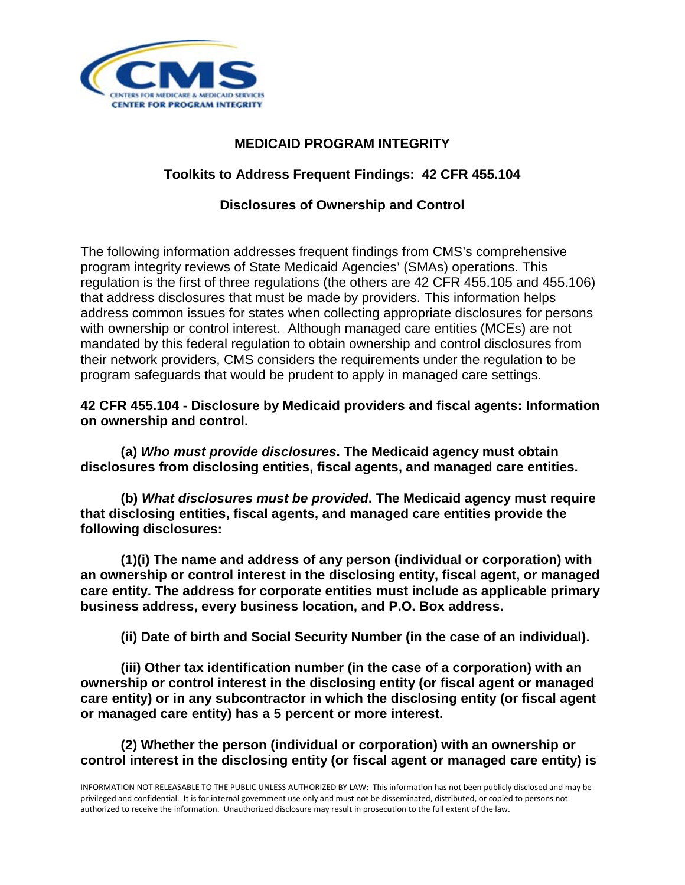## MEDICAID PROGRAM INTEGRITY

### Toolkits to Address Frequent Findings: 42 CFR 455.104

### Disclosures of Ownership and Control

The following information addresses frequent findings from CMS's comprehensive program integrity reviews of State Medicaid Agencies' (SMAs) operations. This regulation is the first of three regulations (the others are 42 CFR 455.105 and 455.106) that address disclosures that must be made by providers. This information helps address common issues for states when collecting appropriate disclosures for persons with ownership or control interest. Although managed care entities (MCEs) are not mandated by this federal regulation to obtain ownership and control disclosures from their network providers, CMS considers the requirements under the regulation to be program safeguards that would be prudent to apply in managed care settings.

**42 CFR 455.104 - Disclosure by Medicaid providers and fiscal agents: Information on ownership and control.**

**(a) *Who must provide disclosures*. The Medicaid agency must obtain disclosures from disclosing entities, fiscal agents, and managed care entities.**

**(b) *What disclosures must be provided*. The Medicaid agency must require that disclosing entities, fiscal agents, and managed care entities provide the following disclosures:**

**(1)(i) The name and address of any person (individual or corporation) with an ownership or control interest in the disclosing entity, fiscal agent, or managed care entity. The address for corporate entities must include as applicable primary business address, every business location, and P.O. Box address.**

**(ii) Date of birth and Social Security Number (in the case of an individual).**

**(iii) Other tax identification number (in the case of a corporation) with an ownership or control interest in the disclosing entity (or fiscal agent or managed care entity) or in any subcontractor in which the disclosing entity (or fiscal agent or managed care entity) has a 5 percent or more interest.**

**(2) Whether the person (individual or corporation) with an ownership or control interest in the disclosing entity (or fiscal agent or managed care entity) is**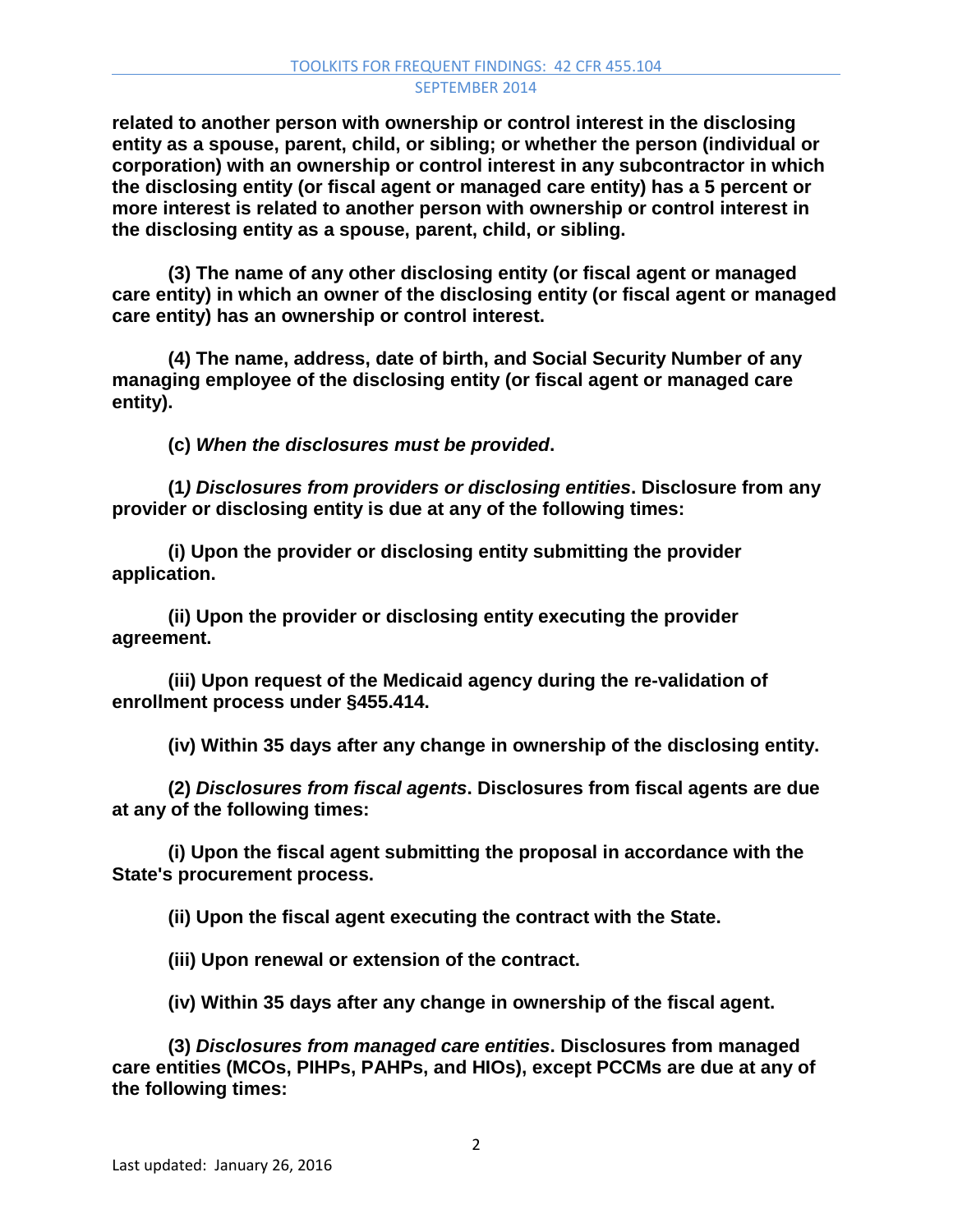**related to another person with ownership or control interest in the disclosing entity as a spouse, parent, child, or sibling; or whether the person (individual or corporation) with an ownership or control interest in any subcontractor in which the disclosing entity (or fiscal agent or managed care entity) has a 5 percent or more interest is related to another person with ownership or control interest in the disclosing entity as a spouse, parent, child, or sibling.**

**(3) The name of any other disclosing entity (or fiscal agent or managed care entity) in which an owner of the disclosing entity (or fiscal agent or managed care entity) has an ownership or control interest.**

**(4) The name, address, date of birth, and Social Security Number of any managing employee of the disclosing entity (or fiscal agent or managed care entity).**

**(c) *When the disclosures must be provided*.**

**(1*) Disclosures from providers or disclosing entities*. Disclosure from any provider or disclosing entity is due at any of the following times:**

**(i) Upon the provider or disclosing entity submitting the provider application.**

**(ii) Upon the provider or disclosing entity executing the provider agreement.**

**(iii) Upon request of the Medicaid agency during the re-validation of enrollment process under §455.414.**

**(iv) Within 35 days after any change in ownership of the disclosing entity.**

**(2) *Disclosures from fiscal agents*. Disclosures from fiscal agents are due at any of the following times:**

**(i) Upon the fiscal agent submitting the proposal in accordance with the State's procurement process.**

**(ii) Upon the fiscal agent executing the contract with the State.**

**(iii) Upon renewal or extension of the contract.**

**(iv) Within 35 days after any change in ownership of the fiscal agent.**

**(3) *Disclosures from managed care entities*. Disclosures from managed care entities (MCOs, PIHPs, PAHPs, and HIOs), except PCCMs are due at any of the following times:**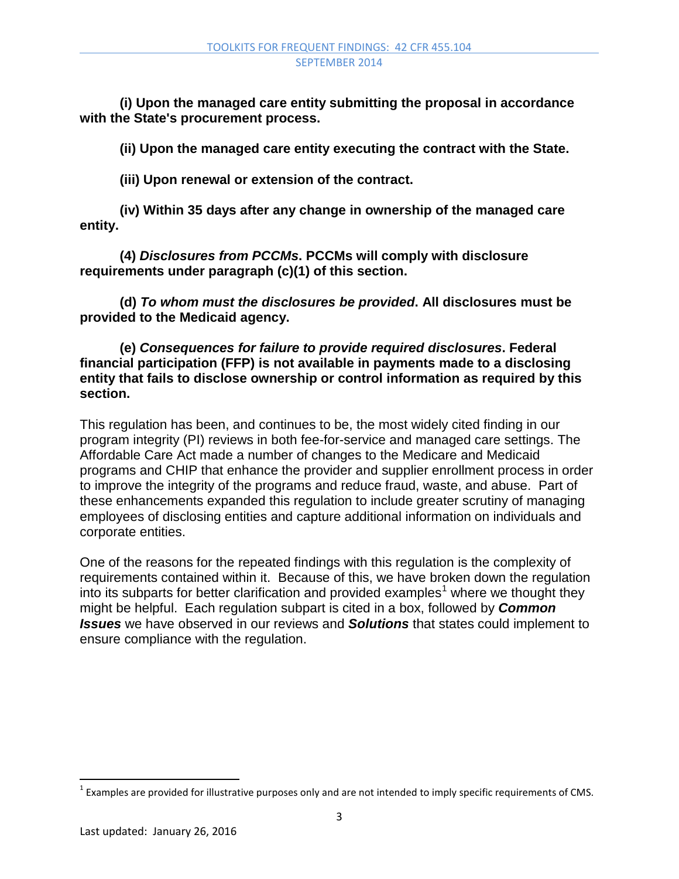**(i) Upon the managed care entity submitting the proposal in accordance with the State's procurement process.**

**(ii) Upon the managed care entity executing the contract with the State.**

**(iii) Upon renewal or extension of the contract.**

**(iv) Within 35 days after any change in ownership of the managed care entity.**

**(4) *Disclosures from PCCMs*. PCCMs will comply with disclosure requirements under paragraph (c)(1) of this section.**

**(d) *To whom must the disclosures be provided*. All disclosures must be provided to the Medicaid agency.**

**(e) *Consequences for failure to provide required disclosures*. Federal financial participation (FFP) is not available in payments made to a disclosing entity that fails to disclose ownership or control information as required by this section.**

This regulation has been, and continues to be, the most widely cited finding in our program integrity (PI) reviews in both fee-for-service and managed care settings. The Affordable Care Act made a number of changes to the Medicare and Medicaid programs and CHIP that enhance the provider and supplier enrollment process in order to improve the integrity of the programs and reduce fraud, waste, and abuse. Part of these enhancements expanded this regulation to include greater scrutiny of managing employees of disclosing entities and capture additional information on individuals and corporate entities.

One of the reasons for the repeated findings with this regulation is the complexity of requirements contained within it. Because of this, we have broken down the regulation into its subparts for better clarification and provided examples[1] where we thought they might be helpful. Each regulation subpart is cited in a box, followed by ***Common Issues*** we have observed in our reviews and ***Solutions*** that states could implement to ensure compliance with the regulation.

[1] Examples are provided for illustrative purposes only and are not intended to imply specific requirements of CMS.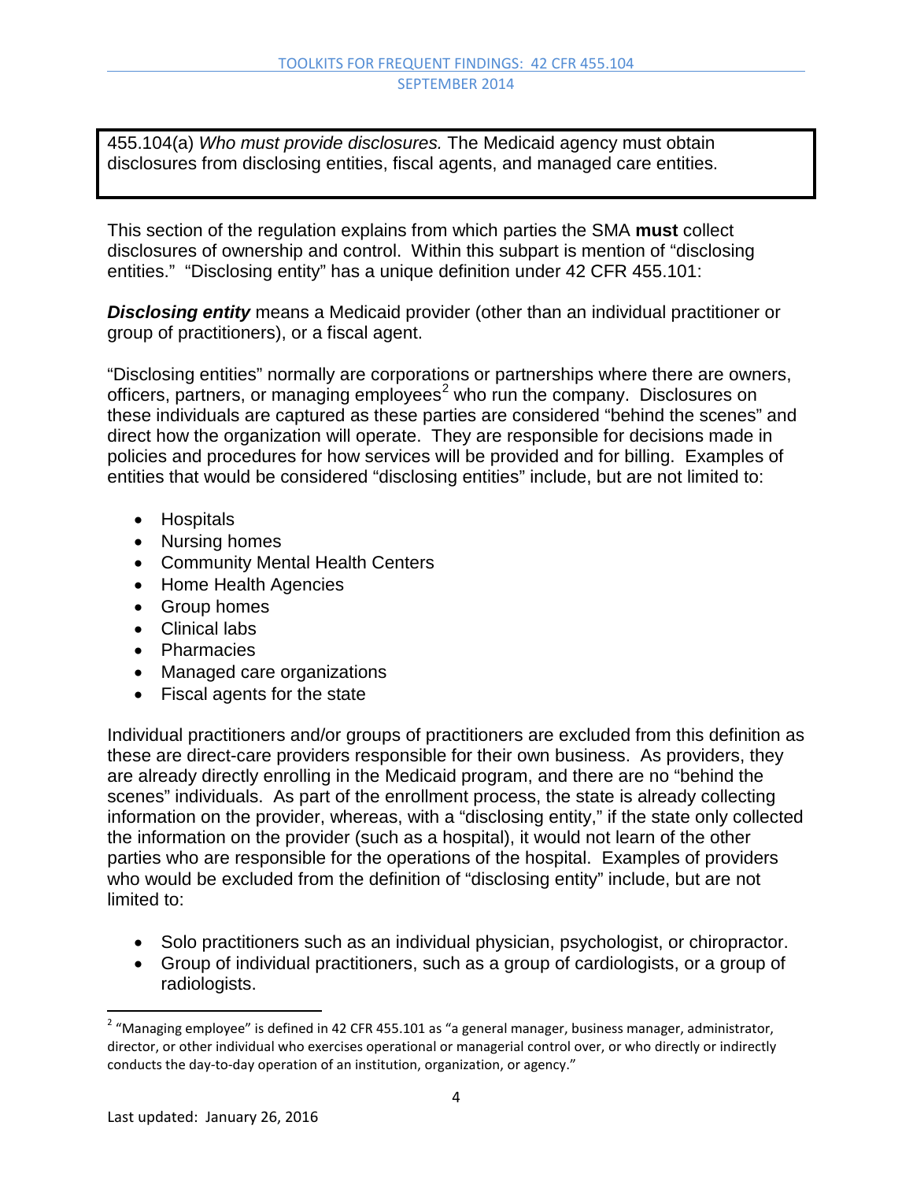> 455.104(a) *Who must provide disclosures.* The Medicaid agency must obtain disclosures from disclosing entities, fiscal agents, and managed care entities.

This section of the regulation explains from which parties the SMA **must** collect disclosures of ownership and control. Within this subpart is mention of "disclosing entities." "Disclosing entity" has a unique definition under 42 CFR 455.101:

***Disclosing entity*** means a Medicaid provider (other than an individual practitioner or group of practitioners), or a fiscal agent.

"Disclosing entities" normally are corporations or partnerships where there are owners, officers, partners, or managing employees[2] who run the company. Disclosures on these individuals are captured as these parties are considered "behind the scenes" and direct how the organization will operate. They are responsible for decisions made in policies and procedures for how services will be provided and for billing. Examples of entities that would be considered "disclosing entities" include, but are not limited to:

- Hospitals
- Nursing homes
- Community Mental Health Centers
- Home Health Agencies
- Group homes
- Clinical labs
- Pharmacies
- Managed care organizations
- Fiscal agents for the state

Individual practitioners and/or groups of practitioners are excluded from this definition as these are direct-care providers responsible for their own business. As providers, they are already directly enrolling in the Medicaid program, and there are no "behind the scenes" individuals. As part of the enrollment process, the state is already collecting information on the provider, whereas, with a "disclosing entity," if the state only collected the information on the provider (such as a hospital), it would not learn of the other parties who are responsible for the operations of the hospital. Examples of providers who would be excluded from the definition of "disclosing entity" include, but are not limited to:

- Solo practitioners such as an individual physician, psychologist, or chiropractor.
- Group of individual practitioners, such as a group of cardiologists, or a group of radiologists.

---

[2] "Managing employee" is defined in 42 CFR 455.101 as "a general manager, business manager, administrator, director, or other individual who exercises operational or managerial control over, or who directly or indirectly conducts the day-to-day operation of an institution, organization, or agency."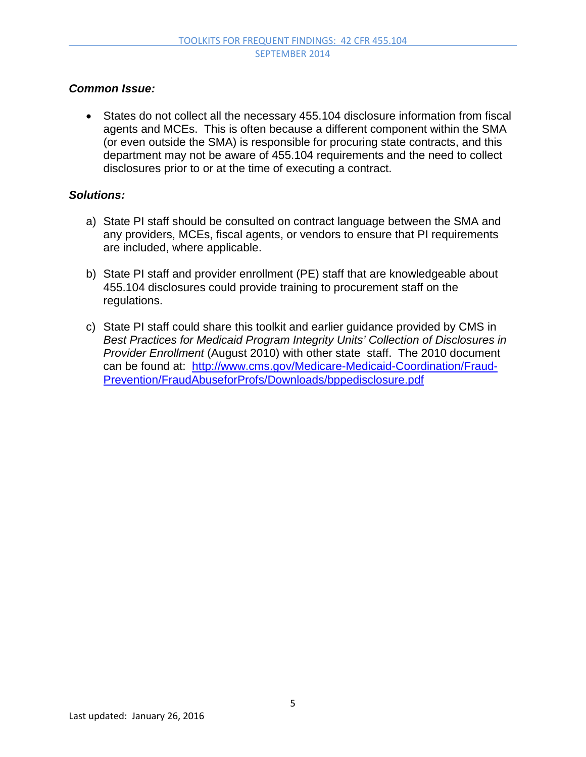***Common Issue:***

- States do not collect all the necessary 455.104 disclosure information from fiscal agents and MCEs. This is often because a different component within the SMA (or even outside the SMA) is responsible for procuring state contracts, and this department may not be aware of 455.104 requirements and the need to collect disclosures prior to or at the time of executing a contract.

***Solutions:***

a) State PI staff should be consulted on contract language between the SMA and any providers, MCEs, fiscal agents, or vendors to ensure that PI requirements are included, where applicable.

b) State PI staff and provider enrollment (PE) staff that are knowledgeable about 455.104 disclosures could provide training to procurement staff on the regulations.

c) State PI staff could share this toolkit and earlier guidance provided by CMS in *Best Practices for Medicaid Program Integrity Units' Collection of Disclosures in Provider Enrollment* (August 2010) with other state staff. The 2010 document can be found at: [http://www.cms.gov/Medicare-Medicaid-Coordination/Fraud-Prevention/FraudAbuseforProfs/Downloads/bppedisclosure.pdf](http://www.cms.gov/Medicare-Medicaid-Coordination/Fraud-Prevention/FraudAbuseforProfs/Downloads/bppedisclosure.pdf)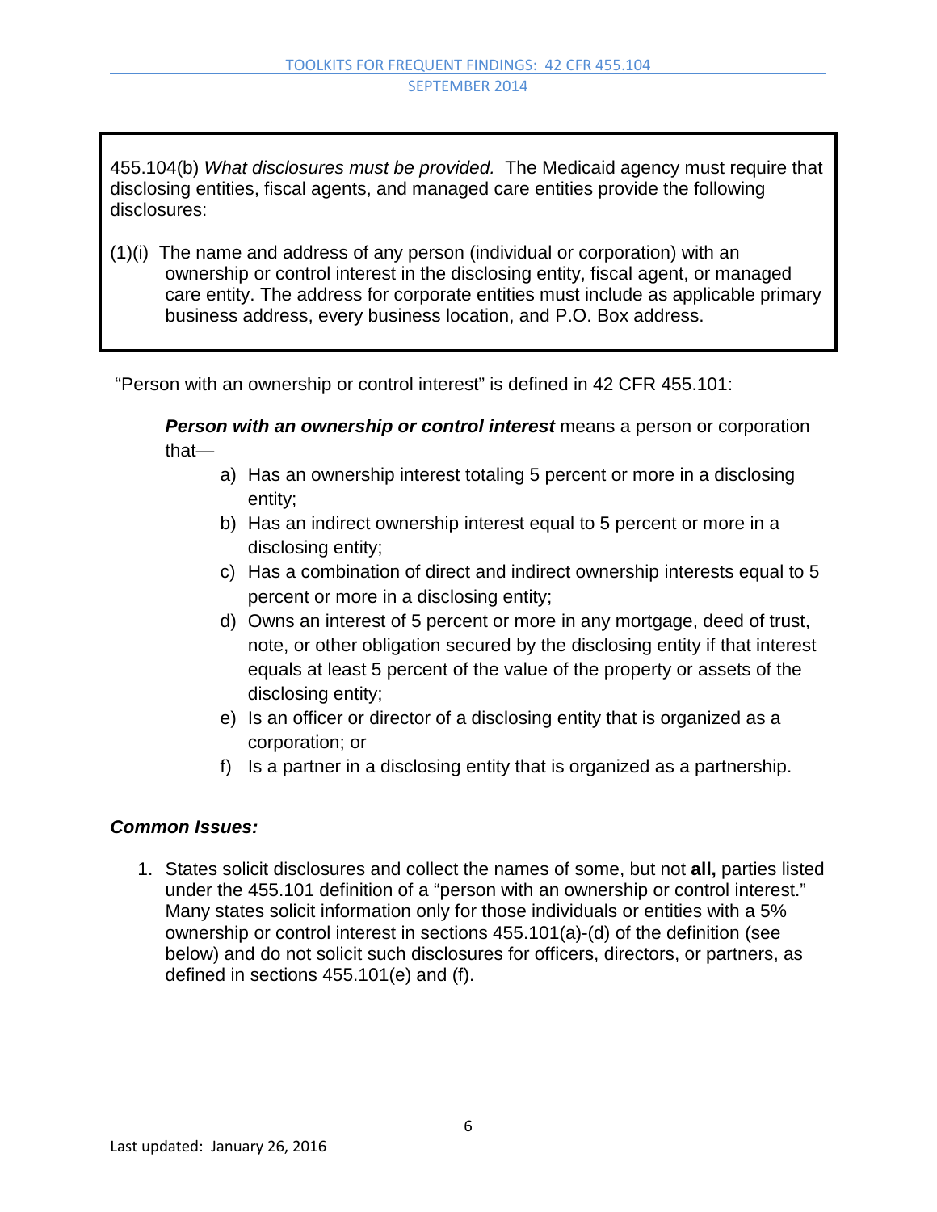455.104(b) *What disclosures must be provided.* The Medicaid agency must require that disclosing entities, fiscal agents, and managed care entities provide the following disclosures:

(1)(i) The name and address of any person (individual or corporation) with an ownership or control interest in the disclosing entity, fiscal agent, or managed care entity. The address for corporate entities must include as applicable primary business address, every business location, and P.O. Box address.

"Person with an ownership or control interest" is defined in 42 CFR 455.101:

> ***Person with an ownership or control interest*** means a person or corporation that—
>
> a) Has an ownership interest totaling 5 percent or more in a disclosing entity;
> b) Has an indirect ownership interest equal to 5 percent or more in a disclosing entity;
> c) Has a combination of direct and indirect ownership interests equal to 5 percent or more in a disclosing entity;
> d) Owns an interest of 5 percent or more in any mortgage, deed of trust, note, or other obligation secured by the disclosing entity if that interest equals at least 5 percent of the value of the property or assets of the disclosing entity;
> e) Is an officer or director of a disclosing entity that is organized as a corporation; or
> f) Is a partner in a disclosing entity that is organized as a partnership.

***Common Issues:***

1. States solicit disclosures and collect the names of some, but not **all,** parties listed under the 455.101 definition of a "person with an ownership or control interest." Many states solicit information only for those individuals or entities with a 5% ownership or control interest in sections 455.101(a)-(d) of the definition (see below) and do not solicit such disclosures for officers, directors, or partners, as defined in sections 455.101(e) and (f).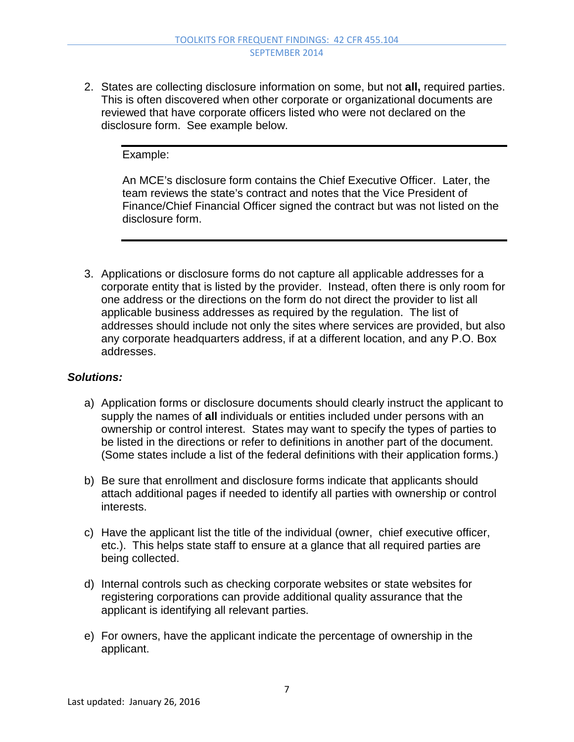2. States are collecting disclosure information on some, but not **all,** required parties. This is often discovered when other corporate or organizational documents are reviewed that have corporate officers listed who were not declared on the disclosure form. See example below.

   > Example:
   >
   > An MCE's disclosure form contains the Chief Executive Officer. Later, the team reviews the state's contract and notes that the Vice President of Finance/Chief Financial Officer signed the contract but was not listed on the disclosure form.

3. Applications or disclosure forms do not capture all applicable addresses for a corporate entity that is listed by the provider. Instead, often there is only room for one address or the directions on the form do not direct the provider to list all applicable business addresses as required by the regulation. The list of addresses should include not only the sites where services are provided, but also any corporate headquarters address, if at a different location, and any P.O. Box addresses.

***Solutions:***

a) Application forms or disclosure documents should clearly instruct the applicant to supply the names of **all** individuals or entities included under persons with an ownership or control interest. States may want to specify the types of parties to be listed in the directions or refer to definitions in another part of the document. (Some states include a list of the federal definitions with their application forms.)

b) Be sure that enrollment and disclosure forms indicate that applicants should attach additional pages if needed to identify all parties with ownership or control interests.

c) Have the applicant list the title of the individual (owner, chief executive officer, etc.). This helps state staff to ensure at a glance that all required parties are being collected.

d) Internal controls such as checking corporate websites or state websites for registering corporations can provide additional quality assurance that the applicant is identifying all relevant parties.

e) For owners, have the applicant indicate the percentage of ownership in the applicant.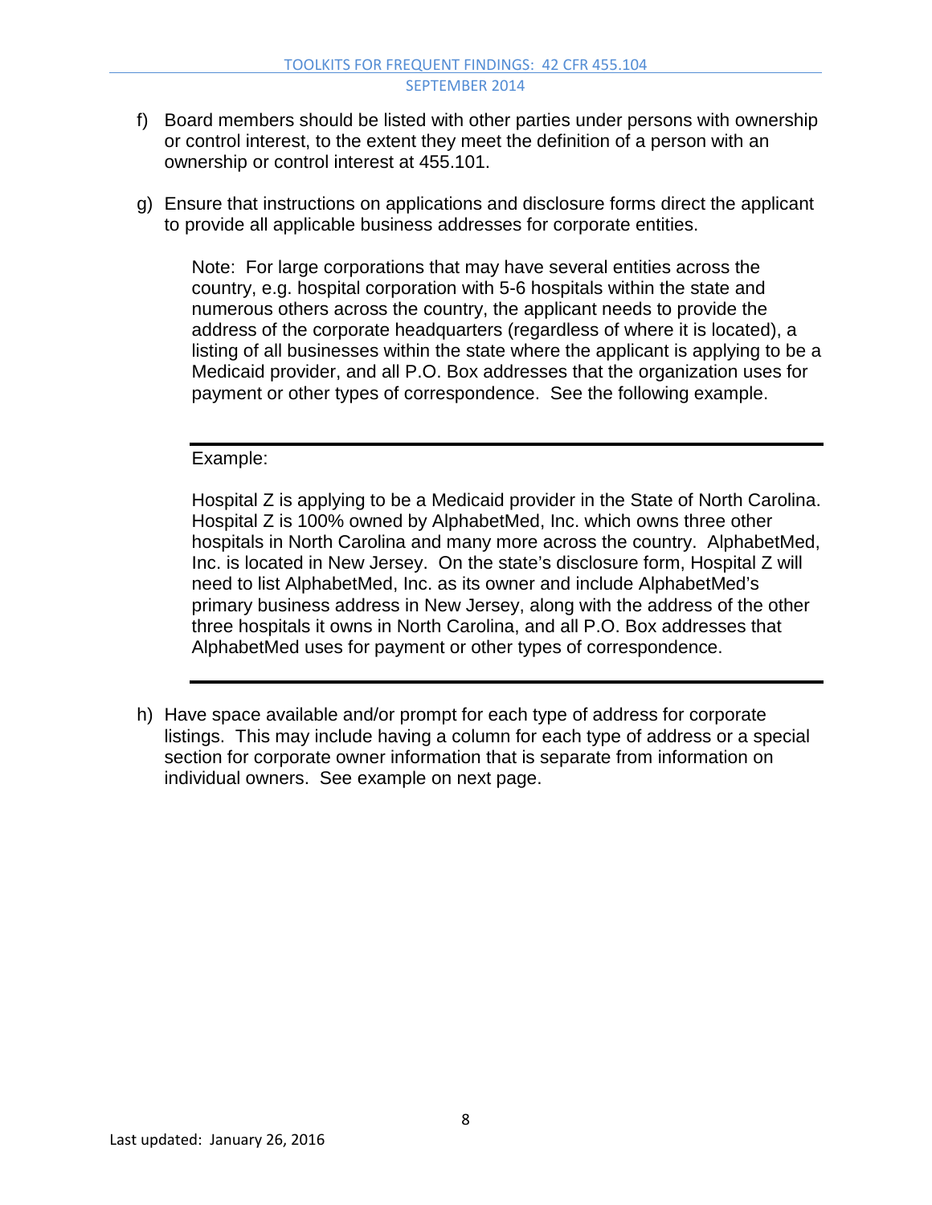f) Board members should be listed with other parties under persons with ownership or control interest, to the extent they meet the definition of a person with an ownership or control interest at 455.101.

g) Ensure that instructions on applications and disclosure forms direct the applicant to provide all applicable business addresses for corporate entities.

> Note: For large corporations that may have several entities across the country, e.g. hospital corporation with 5-6 hospitals within the state and numerous others across the country, the applicant needs to provide the address of the corporate headquarters (regardless of where it is located), a listing of all businesses within the state where the applicant is applying to be a Medicaid provider, and all P.O. Box addresses that the organization uses for payment or other types of correspondence. See the following example.

---

> Example:
>
> Hospital Z is applying to be a Medicaid provider in the State of North Carolina. Hospital Z is 100% owned by AlphabetMed, Inc. which owns three other hospitals in North Carolina and many more across the country. AlphabetMed, Inc. is located in New Jersey. On the state's disclosure form, Hospital Z will need to list AlphabetMed, Inc. as its owner and include AlphabetMed's primary business address in New Jersey, along with the address of the other three hospitals it owns in North Carolina, and all P.O. Box addresses that AlphabetMed uses for payment or other types of correspondence.

---

h) Have space available and/or prompt for each type of address for corporate listings. This may include having a column for each type of address or a special section for corporate owner information that is separate from information on individual owners. See example on next page.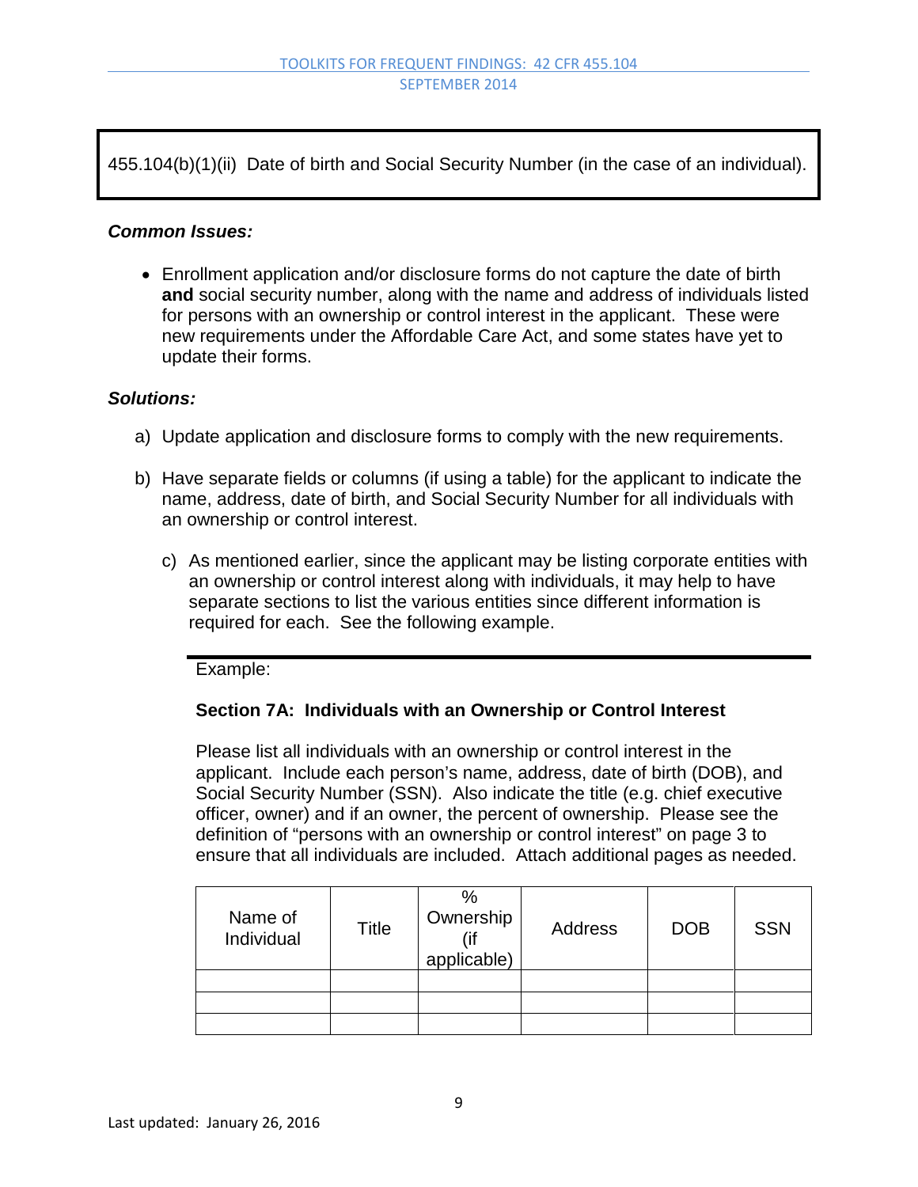455.104(b)(1)(ii) Date of birth and Social Security Number (in the case of an individual).

***Common Issues:***

- Enrollment application and/or disclosure forms do not capture the date of birth **and** social security number, along with the name and address of individuals listed for persons with an ownership or control interest in the applicant. These were new requirements under the Affordable Care Act, and some states have yet to update their forms.

***Solutions:***

a) Update application and disclosure forms to comply with the new requirements.

b) Have separate fields or columns (if using a table) for the applicant to indicate the name, address, date of birth, and Social Security Number for all individuals with an ownership or control interest.

c) As mentioned earlier, since the applicant may be listing corporate entities with an ownership or control interest along with individuals, it may help to have separate sections to list the various entities since different information is required for each. See the following example.

Example:

**Section 7A: Individuals with an Ownership or Control Interest**

Please list all individuals with an ownership or control interest in the applicant. Include each person's name, address, date of birth (DOB), and Social Security Number (SSN). Also indicate the title (e.g. chief executive officer, owner) and if an owner, the percent of ownership. Please see the definition of "persons with an ownership or control interest" on page 3 to ensure that all individuals are included. Attach additional pages as needed.

| Name of Individual | Title | % Ownership (if applicable) | Address | DOB | SSN |
|---|---|---|---|---|---|
| | | | | | |
| | | | | | |
| | | | | | |

Last updated: January 26, 2016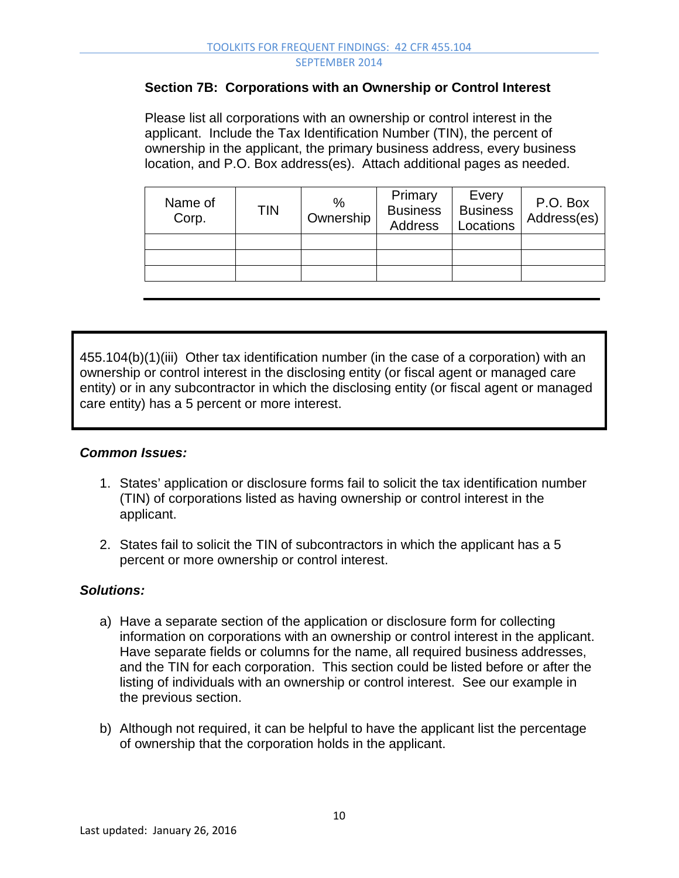### Section 7B: Corporations with an Ownership or Control Interest

Please list all corporations with an ownership or control interest in the applicant. Include the Tax Identification Number (TIN), the percent of ownership in the applicant, the primary business address, every business location, and P.O. Box address(es). Attach additional pages as needed.

| Name of Corp. | TIN | % Ownership | Primary Business Address | Every Business Locations | P.O. Box Address(es) |
|---|---|---|---|---|---|
| | | | | | |
| | | | | | |
| | | | | | |

---

455.104(b)(1)(iii) Other tax identification number (in the case of a corporation) with an ownership or control interest in the disclosing entity (or fiscal agent or managed care entity) or in any subcontractor in which the disclosing entity (or fiscal agent or managed care entity) has a 5 percent or more interest.

***Common Issues:***

1. States' application or disclosure forms fail to solicit the tax identification number (TIN) of corporations listed as having ownership or control interest in the applicant.

2. States fail to solicit the TIN of subcontractors in which the applicant has a 5 percent or more ownership or control interest.

***Solutions:***

a) Have a separate section of the application or disclosure form for collecting information on corporations with an ownership or control interest in the applicant. Have separate fields or columns for the name, all required business addresses, and the TIN for each corporation. This section could be listed before or after the listing of individuals with an ownership or control interest. See our example in the previous section.

b) Although not required, it can be helpful to have the applicant list the percentage of ownership that the corporation holds in the applicant.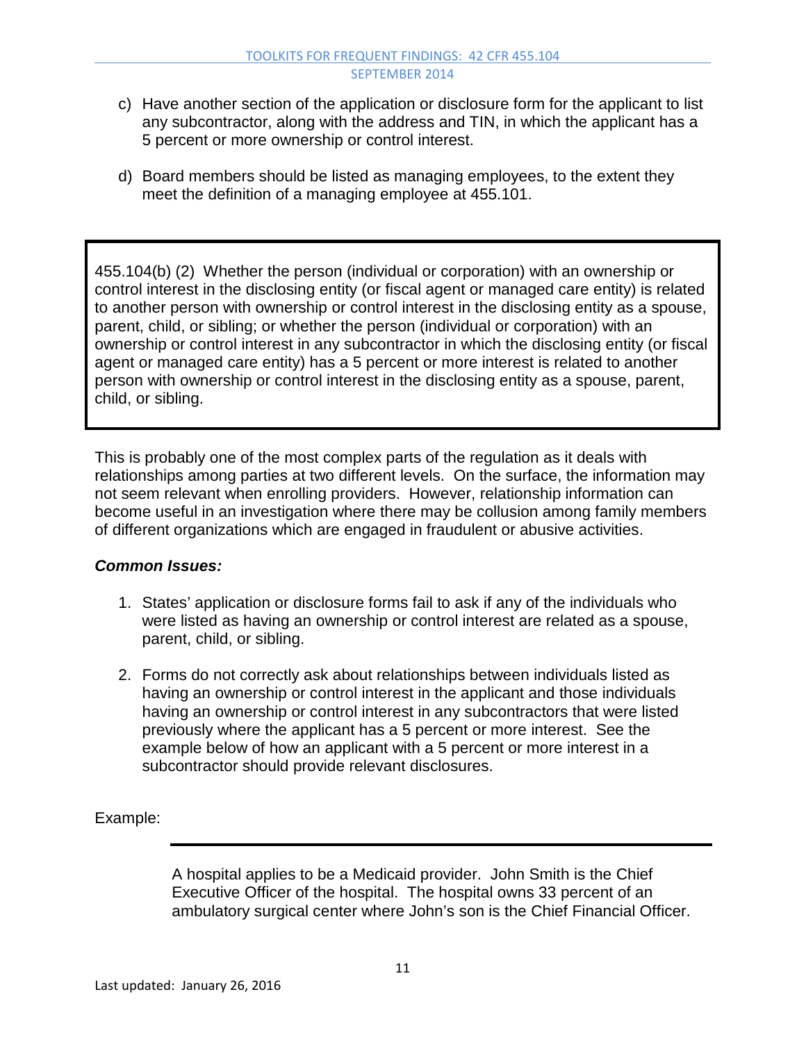c) Have another section of the application or disclosure form for the applicant to list any subcontractor, along with the address and TIN, in which the applicant has a 5 percent or more ownership or control interest.

d) Board members should be listed as managing employees, to the extent they meet the definition of a managing employee at 455.101.

> 455.104(b) (2) Whether the person (individual or corporation) with an ownership or control interest in the disclosing entity (or fiscal agent or managed care entity) is related to another person with ownership or control interest in the disclosing entity as a spouse, parent, child, or sibling; or whether the person (individual or corporation) with an ownership or control interest in any subcontractor in which the disclosing entity (or fiscal agent or managed care entity) has a 5 percent or more interest is related to another person with ownership or control interest in the disclosing entity as a spouse, parent, child, or sibling.

This is probably one of the most complex parts of the regulation as it deals with relationships among parties at two different levels. On the surface, the information may not seem relevant when enrolling providers. However, relationship information can become useful in an investigation where there may be collusion among family members of different organizations which are engaged in fraudulent or abusive activities.

***Common Issues:***

1. States' application or disclosure forms fail to ask if any of the individuals who were listed as having an ownership or control interest are related as a spouse, parent, child, or sibling.

2. Forms do not correctly ask about relationships between individuals listed as having an ownership or control interest in the applicant and those individuals having an ownership or control interest in any subcontractors that were listed previously where the applicant has a 5 percent or more interest. See the example below of how an applicant with a 5 percent or more interest in a subcontractor should provide relevant disclosures.

Example:

> A hospital applies to be a Medicaid provider. John Smith is the Chief Executive Officer of the hospital. The hospital owns 33 percent of an ambulatory surgical center where John's son is the Chief Financial Officer.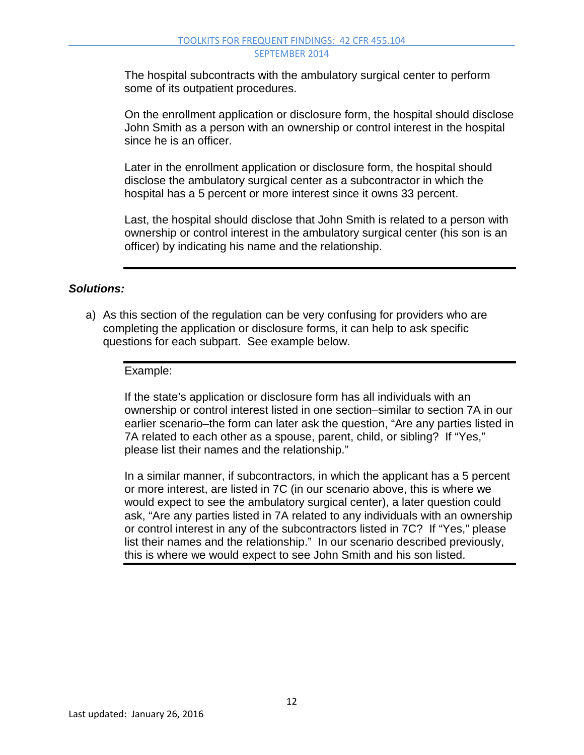The hospital subcontracts with the ambulatory surgical center to perform some of its outpatient procedures.

On the enrollment application or disclosure form, the hospital should disclose John Smith as a person with an ownership or control interest in the hospital since he is an officer.

Later in the enrollment application or disclosure form, the hospital should disclose the ambulatory surgical center as a subcontractor in which the hospital has a 5 percent or more interest since it owns 33 percent.

Last, the hospital should disclose that John Smith is related to a person with ownership or control interest in the ambulatory surgical center (his son is an officer) by indicating his name and the relationship.

---

***Solutions:***

a) As this section of the regulation can be very confusing for providers who are completing the application or disclosure forms, it can help to ask specific questions for each subpart. See example below.

---

Example:

If the state's application or disclosure form has all individuals with an ownership or control interest listed in one section–similar to section 7A in our earlier scenario–the form can later ask the question, "Are any parties listed in 7A related to each other as a spouse, parent, child, or sibling? If "Yes," please list their names and the relationship."

In a similar manner, if subcontractors, in which the applicant has a 5 percent or more interest, are listed in 7C (in our scenario above, this is where we would expect to see the ambulatory surgical center), a later question could ask, "Are any parties listed in 7A related to any individuals with an ownership or control interest in any of the subcontractors listed in 7C? If "Yes," please list their names and the relationship." In our scenario described previously, this is where we would expect to see John Smith and his son listed.

---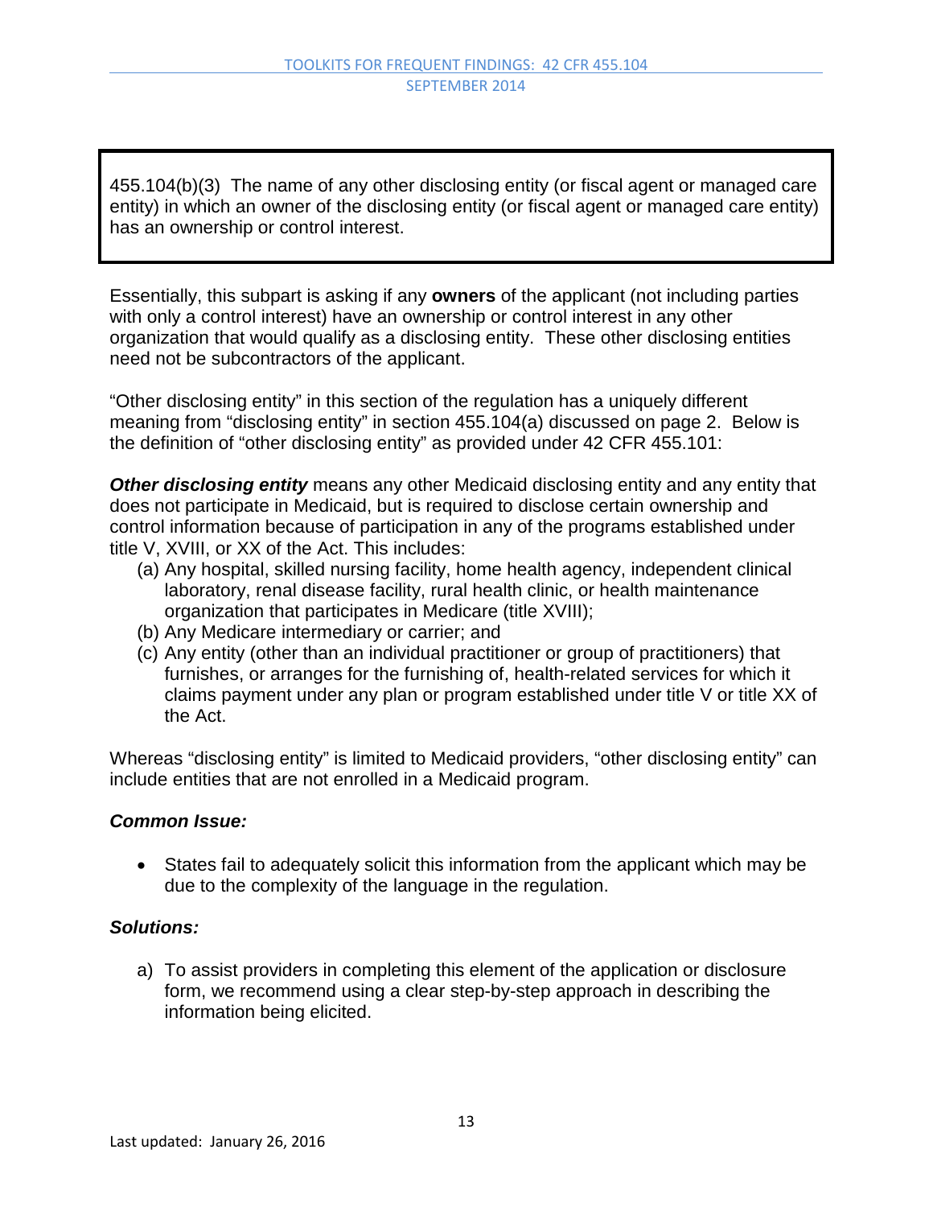455.104(b)(3) The name of any other disclosing entity (or fiscal agent or managed care entity) in which an owner of the disclosing entity (or fiscal agent or managed care entity) has an ownership or control interest.

Essentially, this subpart is asking if any **owners** of the applicant (not including parties with only a control interest) have an ownership or control interest in any other organization that would qualify as a disclosing entity. These other disclosing entities need not be subcontractors of the applicant.

"Other disclosing entity" in this section of the regulation has a uniquely different meaning from "disclosing entity" in section 455.104(a) discussed on page 2. Below is the definition of "other disclosing entity" as provided under 42 CFR 455.101:

***Other disclosing entity*** means any other Medicaid disclosing entity and any entity that does not participate in Medicaid, but is required to disclose certain ownership and control information because of participation in any of the programs established under title V, XVIII, or XX of the Act. This includes:

(a) Any hospital, skilled nursing facility, home health agency, independent clinical laboratory, renal disease facility, rural health clinic, or health maintenance organization that participates in Medicare (title XVIII);
(b) Any Medicare intermediary or carrier; and
(c) Any entity (other than an individual practitioner or group of practitioners) that furnishes, or arranges for the furnishing of, health-related services for which it claims payment under any plan or program established under title V or title XX of the Act.

Whereas "disclosing entity" is limited to Medicaid providers, "other disclosing entity" can include entities that are not enrolled in a Medicaid program.

***Common Issue:***

- States fail to adequately solicit this information from the applicant which may be due to the complexity of the language in the regulation.

***Solutions:***

a) To assist providers in completing this element of the application or disclosure form, we recommend using a clear step-by-step approach in describing the information being elicited.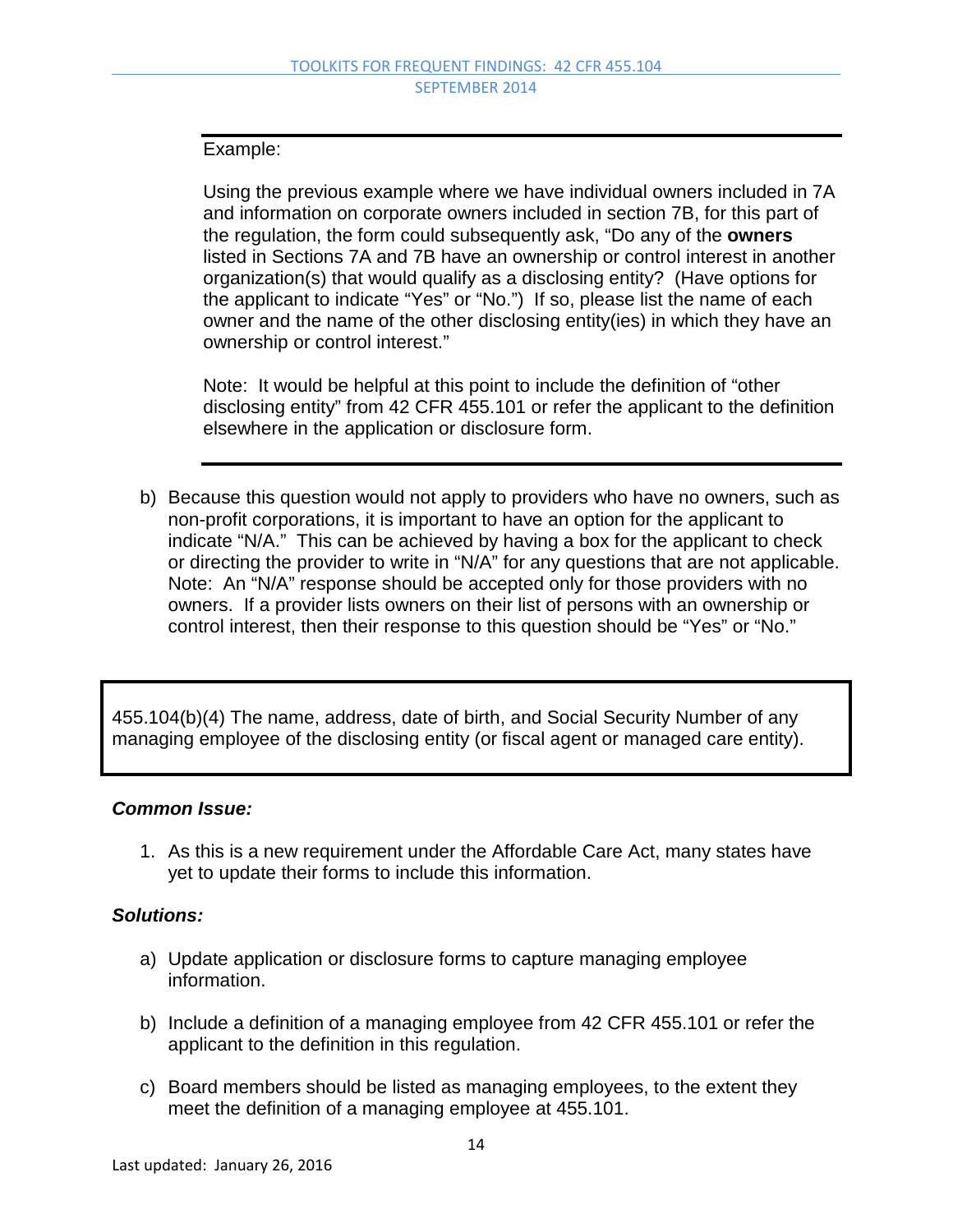Example:

Using the previous example where we have individual owners included in 7A and information on corporate owners included in section 7B, for this part of the regulation, the form could subsequently ask, “Do any of the **owners** listed in Sections 7A and 7B have an ownership or control interest in another organization(s) that would qualify as a disclosing entity? (Have options for the applicant to indicate “Yes” or “No.”) If so, please list the name of each owner and the name of the other disclosing entity(ies) in which they have an ownership or control interest.”

Note: It would be helpful at this point to include the definition of “other disclosing entity” from 42 CFR 455.101 or refer the applicant to the definition elsewhere in the application or disclosure form.

b) Because this question would not apply to providers who have no owners, such as non-profit corporations, it is important to have an option for the applicant to indicate “N/A.” This can be achieved by having a box for the applicant to check or directing the provider to write in “N/A” for any questions that are not applicable. Note: An “N/A” response should be accepted only for those providers with no owners. If a provider lists owners on their list of persons with an ownership or control interest, then their response to this question should be “Yes” or “No.”

455.104(b)(4) The name, address, date of birth, and Social Security Number of any managing employee of the disclosing entity (or fiscal agent or managed care entity).

***Common Issue:***

1. As this is a new requirement under the Affordable Care Act, many states have yet to update their forms to include this information.

***Solutions:***

a) Update application or disclosure forms to capture managing employee information.

b) Include a definition of a managing employee from 42 CFR 455.101 or refer the applicant to the definition in this regulation.

c) Board members should be listed as managing employees, to the extent they meet the definition of a managing employee at 455.101.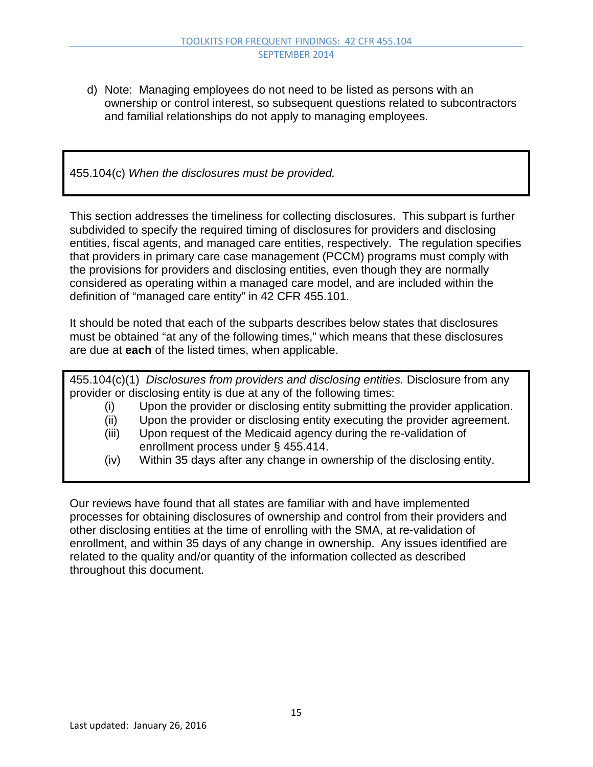d) Note: Managing employees do not need to be listed as persons with an ownership or control interest, so subsequent questions related to subcontractors and familial relationships do not apply to managing employees.

455.104(c) *When the disclosures must be provided.*

This section addresses the timeliness for collecting disclosures. This subpart is further subdivided to specify the required timing of disclosures for providers and disclosing entities, fiscal agents, and managed care entities, respectively. The regulation specifies that providers in primary care case management (PCCM) programs must comply with the provisions for providers and disclosing entities, even though they are normally considered as operating within a managed care model, and are included within the definition of "managed care entity" in 42 CFR 455.101.

It should be noted that each of the subparts describes below states that disclosures must be obtained "at any of the following times," which means that these disclosures are due at **each** of the listed times, when applicable.

455.104(c)(1) *Disclosures from providers and disclosing entities.* Disclosure from any provider or disclosing entity is due at any of the following times:

- (i) Upon the provider or disclosing entity submitting the provider application.
- (ii) Upon the provider or disclosing entity executing the provider agreement.
- (iii) Upon request of the Medicaid agency during the re-validation of enrollment process under § 455.414.
- (iv) Within 35 days after any change in ownership of the disclosing entity.

Our reviews have found that all states are familiar with and have implemented processes for obtaining disclosures of ownership and control from their providers and other disclosing entities at the time of enrolling with the SMA, at re-validation of enrollment, and within 35 days of any change in ownership. Any issues identified are related to the quality and/or quantity of the information collected as described throughout this document.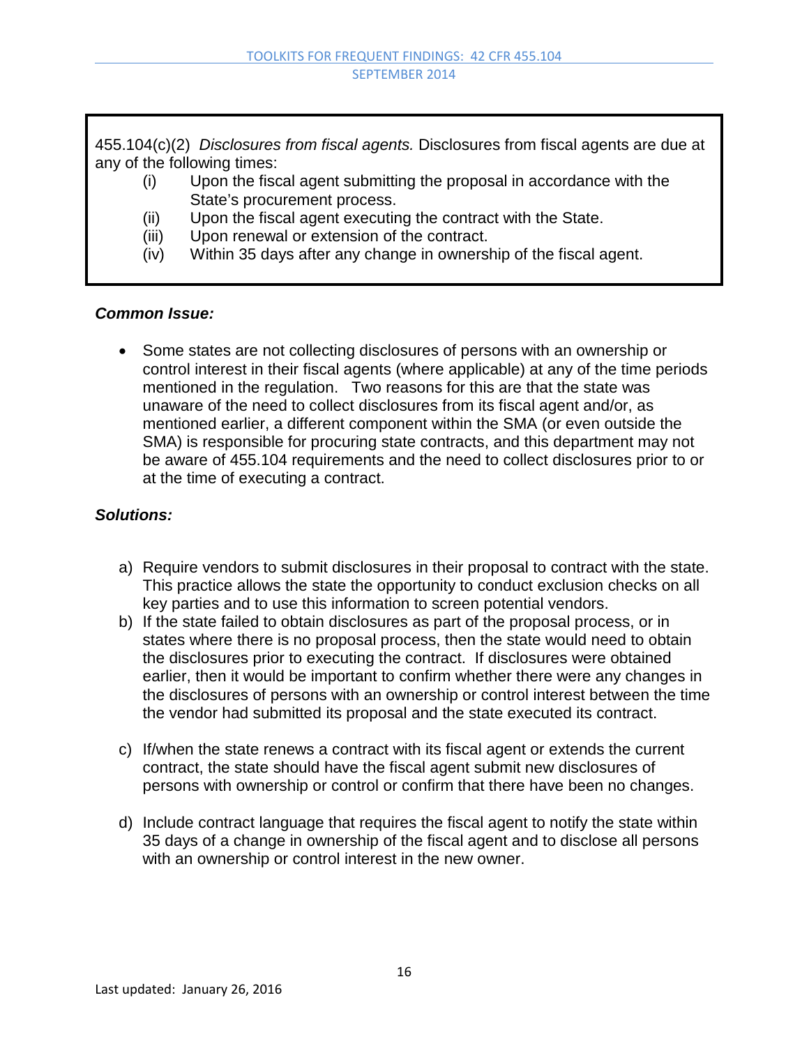455.104(c)(2) *Disclosures from fiscal agents.* Disclosures from fiscal agents are due at any of the following times:

- (i) Upon the fiscal agent submitting the proposal in accordance with the State's procurement process.
- (ii) Upon the fiscal agent executing the contract with the State.
- (iii) Upon renewal or extension of the contract.
- (iv) Within 35 days after any change in ownership of the fiscal agent.

***Common Issue:***

- Some states are not collecting disclosures of persons with an ownership or control interest in their fiscal agents (where applicable) at any of the time periods mentioned in the regulation. Two reasons for this are that the state was unaware of the need to collect disclosures from its fiscal agent and/or, as mentioned earlier, a different component within the SMA (or even outside the SMA) is responsible for procuring state contracts, and this department may not be aware of 455.104 requirements and the need to collect disclosures prior to or at the time of executing a contract.

***Solutions:***

a) Require vendors to submit disclosures in their proposal to contract with the state. This practice allows the state the opportunity to conduct exclusion checks on all key parties and to use this information to screen potential vendors.

b) If the state failed to obtain disclosures as part of the proposal process, or in states where there is no proposal process, then the state would need to obtain the disclosures prior to executing the contract. If disclosures were obtained earlier, then it would be important to confirm whether there were any changes in the disclosures of persons with an ownership or control interest between the time the vendor had submitted its proposal and the state executed its contract.

c) If/when the state renews a contract with its fiscal agent or extends the current contract, the state should have the fiscal agent submit new disclosures of persons with ownership or control or confirm that there have been no changes.

d) Include contract language that requires the fiscal agent to notify the state within 35 days of a change in ownership of the fiscal agent and to disclose all persons with an ownership or control interest in the new owner.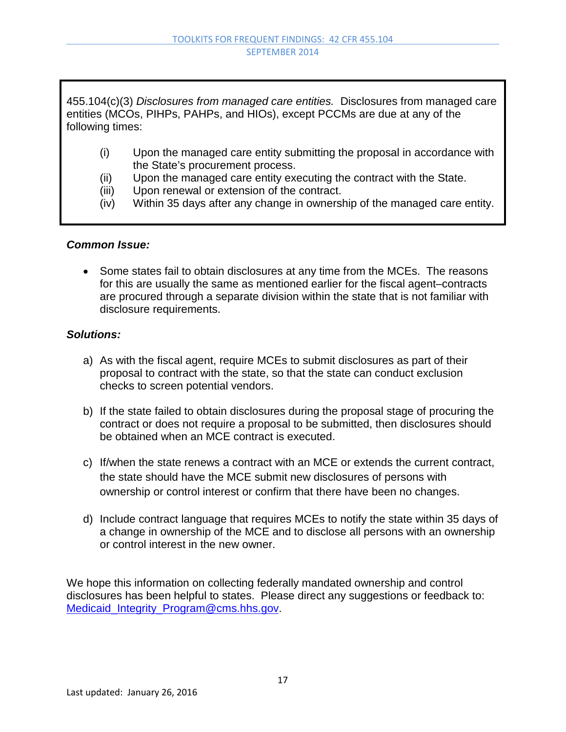455.104(c)(3) *Disclosures from managed care entities.* Disclosures from managed care entities (MCOs, PIHPs, PAHPs, and HIOs), except PCCMs are due at any of the following times:

(i) Upon the managed care entity submitting the proposal in accordance with the State's procurement process.
(ii) Upon the managed care entity executing the contract with the State.
(iii) Upon renewal or extension of the contract.
(iv) Within 35 days after any change in ownership of the managed care entity.

***Common Issue:***

- Some states fail to obtain disclosures at any time from the MCEs. The reasons for this are usually the same as mentioned earlier for the fiscal agent–contracts are procured through a separate division within the state that is not familiar with disclosure requirements.

***Solutions:***

a) As with the fiscal agent, require MCEs to submit disclosures as part of their proposal to contract with the state, so that the state can conduct exclusion checks to screen potential vendors.

b) If the state failed to obtain disclosures during the proposal stage of procuring the contract or does not require a proposal to be submitted, then disclosures should be obtained when an MCE contract is executed.

c) If/when the state renews a contract with an MCE or extends the current contract, the state should have the MCE submit new disclosures of persons with ownership or control interest or confirm that there have been no changes.

d) Include contract language that requires MCEs to notify the state within 35 days of a change in ownership of the MCE and to disclose all persons with an ownership or control interest in the new owner.

We hope this information on collecting federally mandated ownership and control disclosures has been helpful to states. Please direct any suggestions or feedback to: Medicaid_Integrity_Program@cms.hhs.gov.